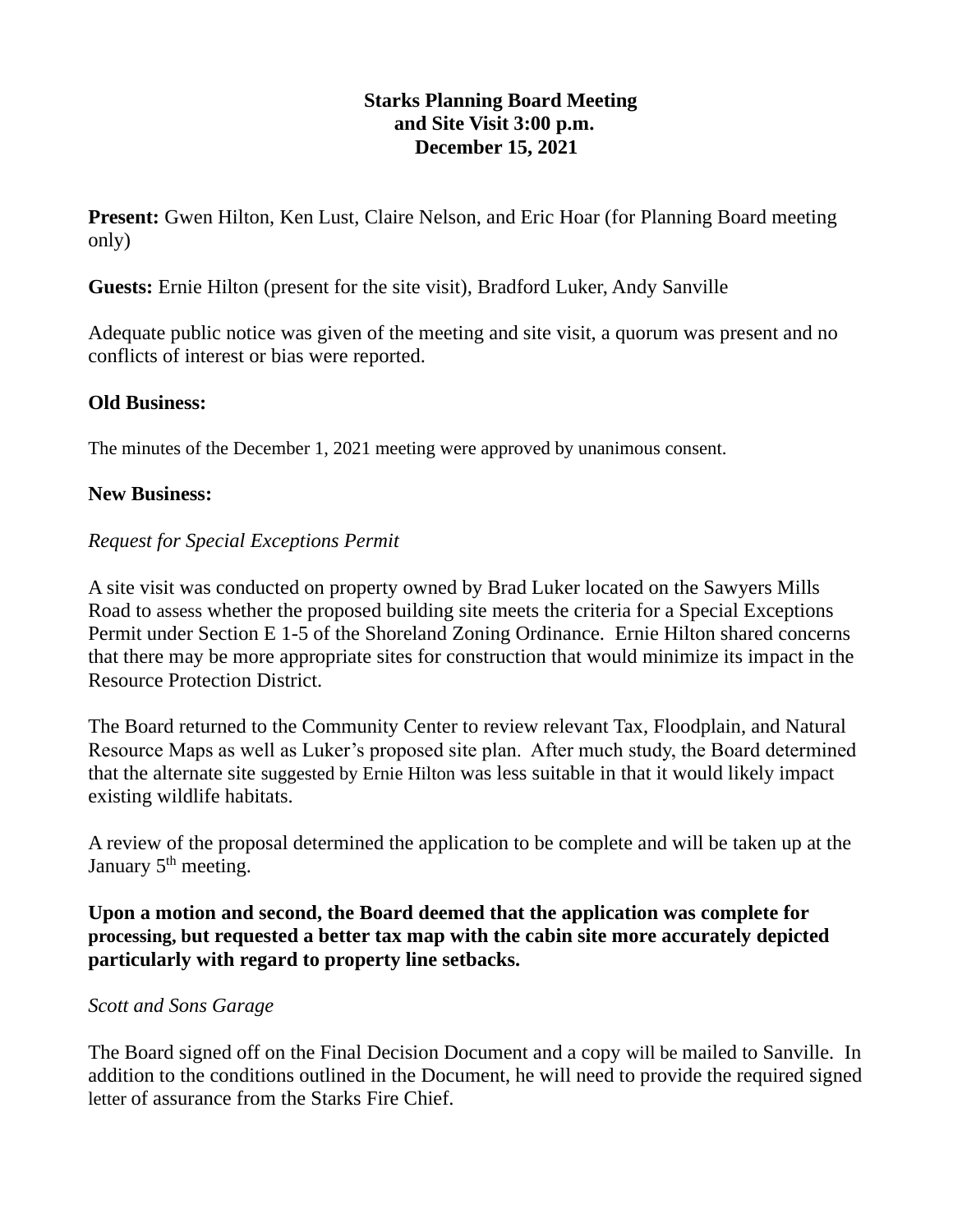**Starks Planning Board Meeting**
**and Site Visit 3:00 p.m.**
**December 15, 2021**

**Present:** Gwen Hilton, Ken Lust, Claire Nelson, and Eric Hoar (for Planning Board meeting only)

**Guests:** Ernie Hilton (present for the site visit), Bradford Luker, Andy Sanville

Adequate public notice was given of the meeting and site visit, a quorum was present and no conflicts of interest or bias were reported.

**Old Business:**

The minutes of the December 1, 2021 meeting were approved by unanimous consent.

**New Business:**

*Request for Special Exceptions Permit*

A site visit was conducted on property owned by Brad Luker located on the Sawyers Mills Road to assess whether the proposed building site meets the criteria for a Special Exceptions Permit under Section E 1-5 of the Shoreland Zoning Ordinance. Ernie Hilton shared concerns that there may be more appropriate sites for construction that would minimize its impact in the Resource Protection District.

The Board returned to the Community Center to review relevant Tax, Floodplain, and Natural Resource Maps as well as Luker's proposed site plan. After much study, the Board determined that the alternate site suggested by Ernie Hilton was less suitable in that it would likely impact existing wildlife habitats.

A review of the proposal determined the application to be complete and will be taken up at the January 5th meeting.

**Upon a motion and second, the Board deemed that the application was complete for processing, but requested a better tax map with the cabin site more accurately depicted particularly with regard to property line setbacks.**

*Scott and Sons Garage*

The Board signed off on the Final Decision Document and a copy will be mailed to Sanville. In addition to the conditions outlined in the Document, he will need to provide the required signed letter of assurance from the Starks Fire Chief.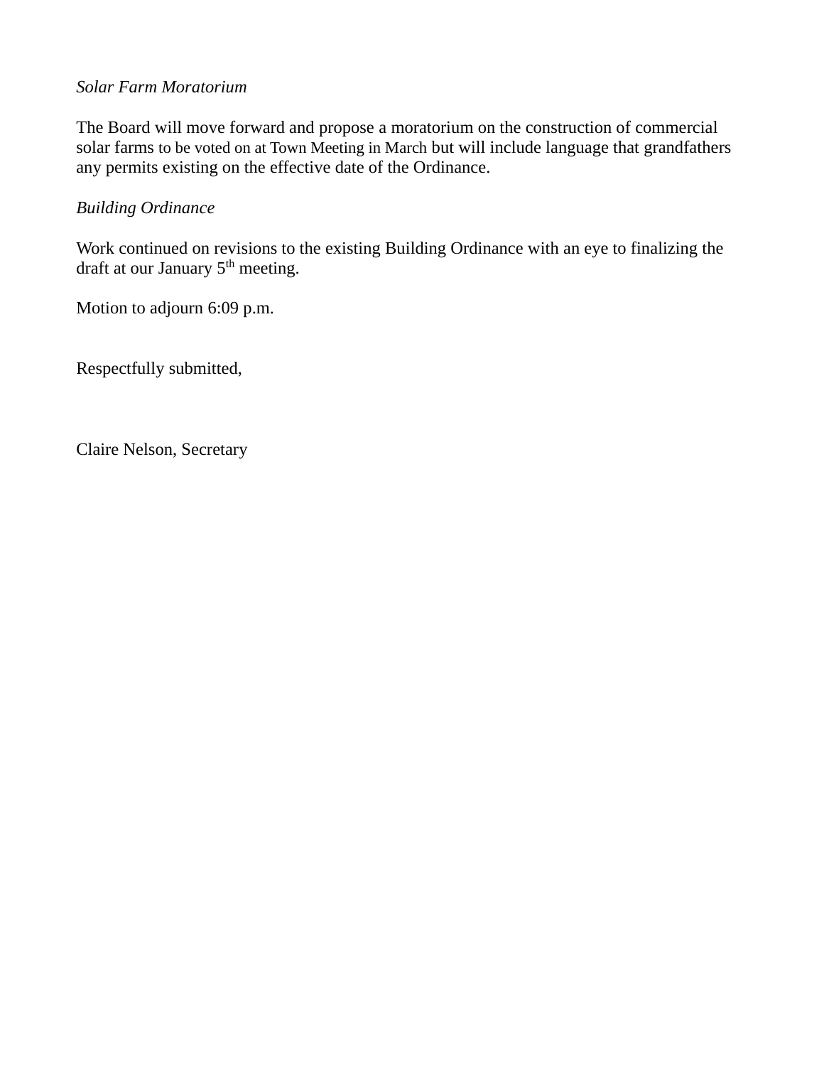*Solar Farm Moratorium*

The Board will move forward and propose a moratorium on the construction of commercial solar farms to be voted on at Town Meeting in March but will include language that grandfathers any permits existing on the effective date of the Ordinance.

*Building Ordinance*

Work continued on revisions to the existing Building Ordinance with an eye to finalizing the draft at our January 5th meeting.

Motion to adjourn 6:09 p.m.

Respectfully submitted,

Claire Nelson, Secretary